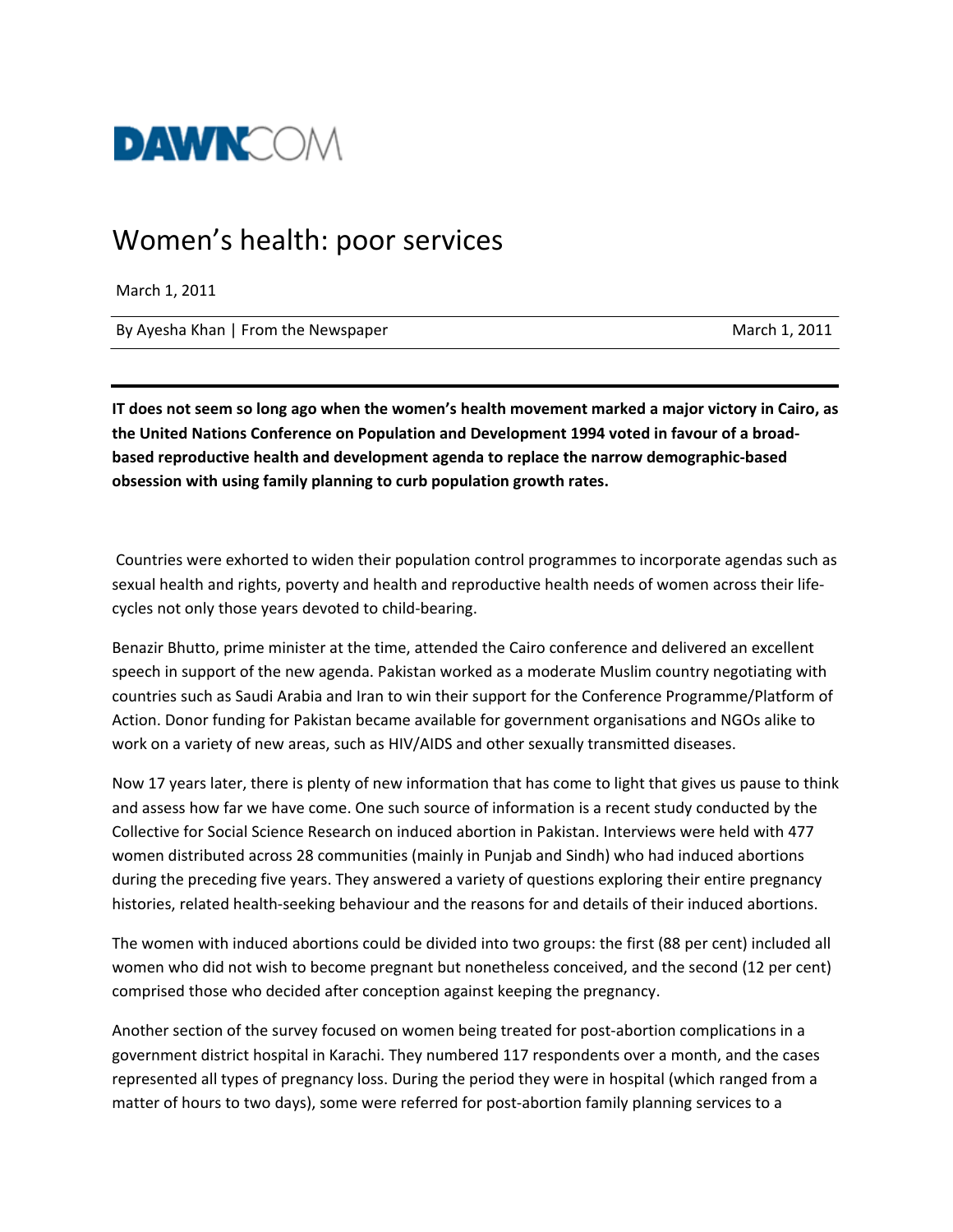DAWN.COM

# Women's health: poor services

March 1, 2011

By Ayesha Khan | From the Newspaper March 1, 2011

---

**IT does not seem so long ago when the women's health movement marked a major victory in Cairo, as the United Nations Conference on Population and Development 1994 voted in favour of a broad-based reproductive health and development agenda to replace the narrow demographic-based obsession with using family planning to curb population growth rates.**

Countries were exhorted to widen their population control programmes to incorporate agendas such as sexual health and rights, poverty and health and reproductive health needs of women across their life-cycles not only those years devoted to child-bearing.

Benazir Bhutto, prime minister at the time, attended the Cairo conference and delivered an excellent speech in support of the new agenda. Pakistan worked as a moderate Muslim country negotiating with countries such as Saudi Arabia and Iran to win their support for the Conference Programme/Platform of Action. Donor funding for Pakistan became available for government organisations and NGOs alike to work on a variety of new areas, such as HIV/AIDS and other sexually transmitted diseases.

Now 17 years later, there is plenty of new information that has come to light that gives us pause to think and assess how far we have come. One such source of information is a recent study conducted by the Collective for Social Science Research on induced abortion in Pakistan. Interviews were held with 477 women distributed across 28 communities (mainly in Punjab and Sindh) who had induced abortions during the preceding five years. They answered a variety of questions exploring their entire pregnancy histories, related health-seeking behaviour and the reasons for and details of their induced abortions.

The women with induced abortions could be divided into two groups: the first (88 per cent) included all women who did not wish to become pregnant but nonetheless conceived, and the second (12 per cent) comprised those who decided after conception against keeping the pregnancy.

Another section of the survey focused on women being treated for post-abortion complications in a government district hospital in Karachi. They numbered 117 respondents over a month, and the cases represented all types of pregnancy loss. During the period they were in hospital (which ranged from a matter of hours to two days), some were referred for post-abortion family planning services to a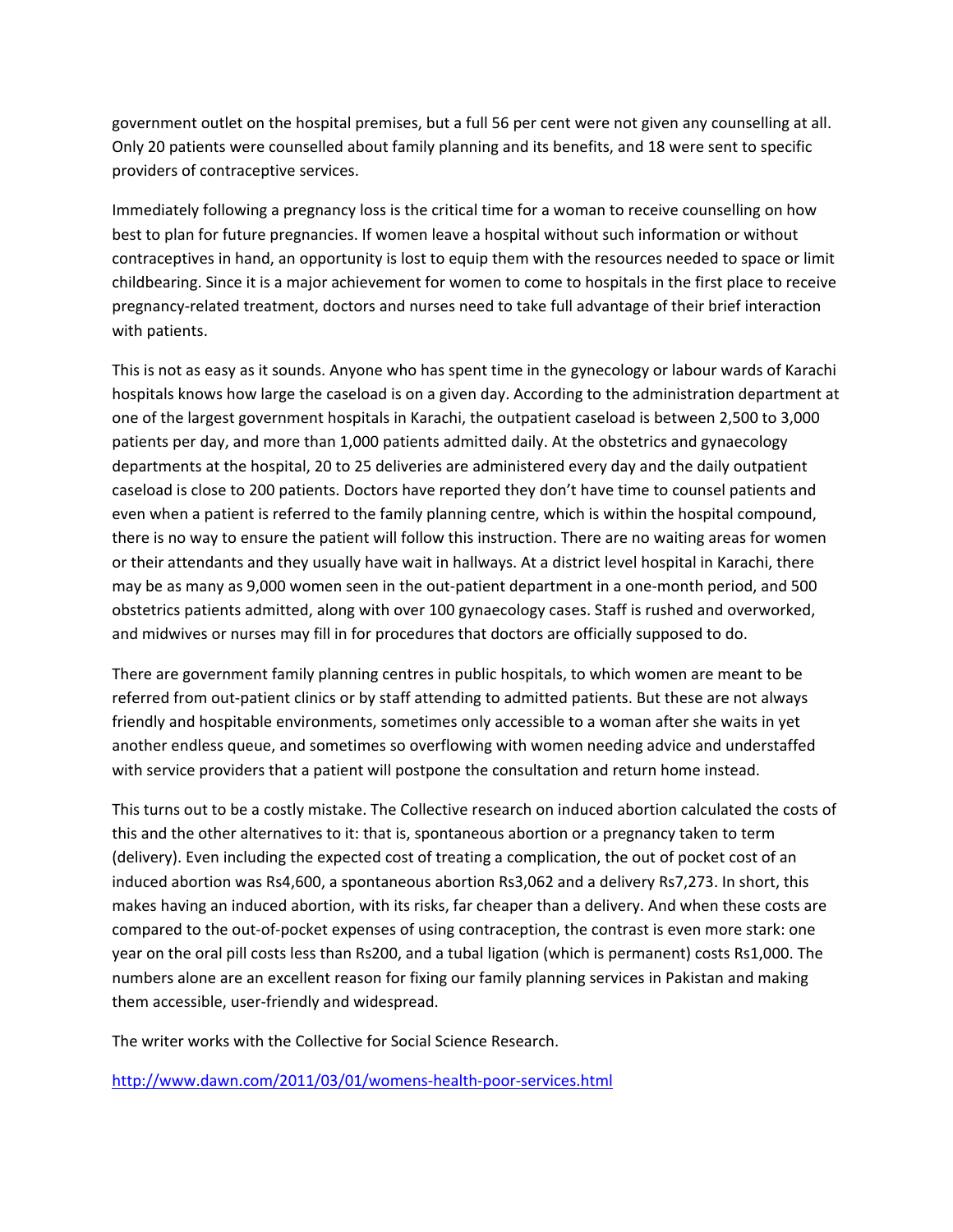government outlet on the hospital premises, but a full 56 per cent were not given any counselling at all. Only 20 patients were counselled about family planning and its benefits, and 18 were sent to specific providers of contraceptive services.

Immediately following a pregnancy loss is the critical time for a woman to receive counselling on how best to plan for future pregnancies. If women leave a hospital without such information or without contraceptives in hand, an opportunity is lost to equip them with the resources needed to space or limit childbearing. Since it is a major achievement for women to come to hospitals in the first place to receive pregnancy-related treatment, doctors and nurses need to take full advantage of their brief interaction with patients.

This is not as easy as it sounds. Anyone who has spent time in the gynecology or labour wards of Karachi hospitals knows how large the caseload is on a given day. According to the administration department at one of the largest government hospitals in Karachi, the outpatient caseload is between 2,500 to 3,000 patients per day, and more than 1,000 patients admitted daily. At the obstetrics and gynaecology departments at the hospital, 20 to 25 deliveries are administered every day and the daily outpatient caseload is close to 200 patients. Doctors have reported they don't have time to counsel patients and even when a patient is referred to the family planning centre, which is within the hospital compound, there is no way to ensure the patient will follow this instruction. There are no waiting areas for women or their attendants and they usually have wait in hallways. At a district level hospital in Karachi, there may be as many as 9,000 women seen in the out-patient department in a one-month period, and 500 obstetrics patients admitted, along with over 100 gynaecology cases. Staff is rushed and overworked, and midwives or nurses may fill in for procedures that doctors are officially supposed to do.

There are government family planning centres in public hospitals, to which women are meant to be referred from out-patient clinics or by staff attending to admitted patients. But these are not always friendly and hospitable environments, sometimes only accessible to a woman after she waits in yet another endless queue, and sometimes so overflowing with women needing advice and understaffed with service providers that a patient will postpone the consultation and return home instead.

This turns out to be a costly mistake. The Collective research on induced abortion calculated the costs of this and the other alternatives to it: that is, spontaneous abortion or a pregnancy taken to term (delivery). Even including the expected cost of treating a complication, the out of pocket cost of an induced abortion was Rs4,600, a spontaneous abortion Rs3,062 and a delivery Rs7,273. In short, this makes having an induced abortion, with its risks, far cheaper than a delivery. And when these costs are compared to the out-of-pocket expenses of using contraception, the contrast is even more stark: one year on the oral pill costs less than Rs200, and a tubal ligation (which is permanent) costs Rs1,000. The numbers alone are an excellent reason for fixing our family planning services in Pakistan and making them accessible, user-friendly and widespread.

The writer works with the Collective for Social Science Research.

http://www.dawn.com/2011/03/01/womens-health-poor-services.html